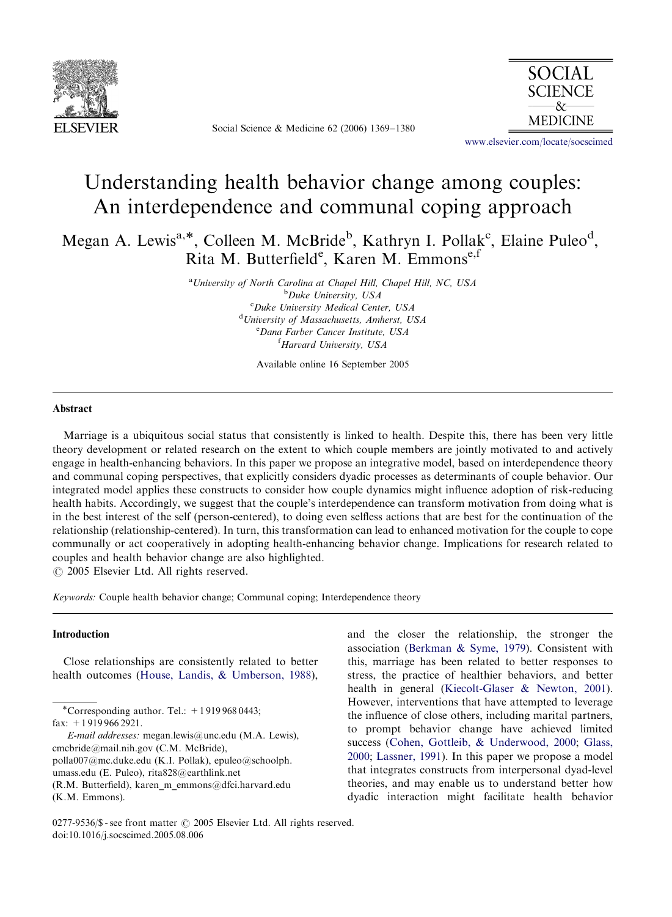# Understanding health behavior change among couples: An interdependence and communal coping approach

Megan A. Lewis[a,*], Colleen M. McBride[b], Kathryn I. Pollak[c], Elaine Puleo[d], Rita M. Butterfield[e], Karen M. Emmons[e,f]

[a] University of North Carolina at Chapel Hill, Chapel Hill, NC, USA
[b] Duke University, USA
[c] Duke University Medical Center, USA
[d] University of Massachusetts, Amherst, USA
[e] Dana Farber Cancer Institute, USA
[f] Harvard University, USA

Available online 16 September 2005

## Abstract

Marriage is a ubiquitous social status that consistently is linked to health. Despite this, there has been very little theory development or related research on the extent to which couple members are jointly motivated to and actively engage in health-enhancing behaviors. In this paper we propose an integrative model, based on interdependence theory and communal coping perspectives, that explicitly considers dyadic processes as determinants of couple behavior. Our integrated model applies these constructs to consider how couple dynamics might influence adoption of risk-reducing health habits. Accordingly, we suggest that the couple's interdependence can transform motivation from doing what is in the best interest of the self (person-centered), to doing even selfless actions that are best for the continuation of the relationship (relationship-centered). In turn, this transformation can lead to enhanced motivation for the couple to cope communally or act cooperatively in adopting health-enhancing behavior change. Implications for research related to couples and health behavior change are also highlighted.

© 2005 Elsevier Ltd. All rights reserved.

*Keywords:* Couple health behavior change; Communal coping; Interdependence theory

## Introduction

Close relationships are consistently related to better health outcomes (House, Landis, & Umberson, 1988), and the closer the relationship, the stronger the association (Berkman & Syme, 1979). Consistent with this, marriage has been related to better responses to stress, the practice of healthier behaviors, and better health in general (Kiecolt-Glaser & Newton, 2001). However, interventions that have attempted to leverage the influence of close others, including marital partners, to prompt behavior change have achieved limited success (Cohen, Gottleib, & Underwood, 2000; Glass, 2000; Lassner, 1991). In this paper we propose a model that integrates constructs from interpersonal dyad-level theories, and may enable us to understand better how dyadic interaction might facilitate health behavior

*Corresponding author. Tel.: +1 919 968 0443; fax: +1 919 966 2921.

*E-mail addresses:* megan.lewis@unc.edu (M.A. Lewis), cmcbride@mail.nih.gov (C.M. McBride), polla007@mc.duke.edu (K.I. Pollak), epuleo@schoolph.umass.edu (E. Puleo), rita828@earthlink.net (R.M. Butterfield), karen_m_emmons@dfci.harvard.edu (K.M. Emmons).

0277-9536/$ - see front matter © 2005 Elsevier Ltd. All rights reserved.
doi:10.1016/j.socscimed.2005.08.006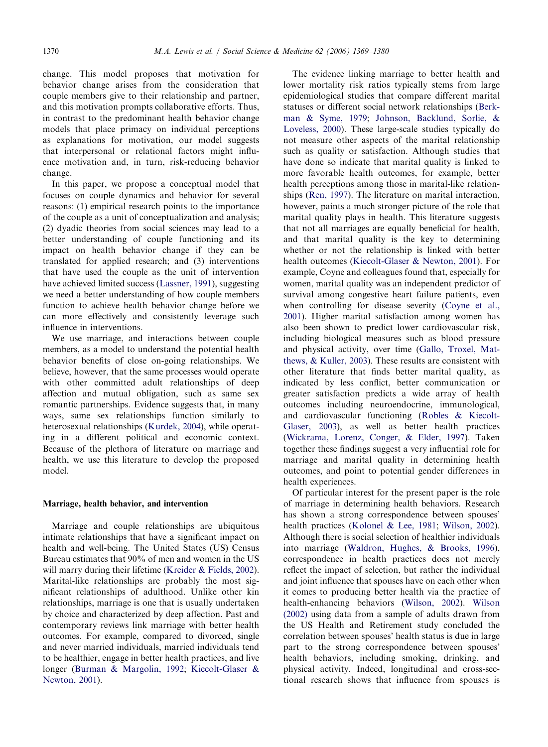change. This model proposes that motivation for behavior change arises from the consideration that couple members give to their relationship and partner, and this motivation prompts collaborative efforts. Thus, in contrast to the predominant health behavior change models that place primacy on individual perceptions as explanations for motivation, our model suggests that interpersonal or relational factors might influence motivation and, in turn, risk-reducing behavior change.

In this paper, we propose a conceptual model that focuses on couple dynamics and behavior for several reasons: (1) empirical research points to the importance of the couple as a unit of conceptualization and analysis; (2) dyadic theories from social sciences may lead to a better understanding of couple functioning and its impact on health behavior change if they can be translated for applied research; and (3) interventions that have used the couple as the unit of intervention have achieved limited success (Lassner, 1991), suggesting we need a better understanding of how couple members function to achieve health behavior change before we can more effectively and consistently leverage such influence in interventions.

We use marriage, and interactions between couple members, as a model to understand the potential health behavior benefits of close on-going relationships. We believe, however, that the same processes would operate with other committed adult relationships of deep affection and mutual obligation, such as same sex romantic partnerships. Evidence suggests that, in many ways, same sex relationships function similarly to heterosexual relationships (Kurdek, 2004), while operating in a different political and economic context. Because of the plethora of literature on marriage and health, we use this literature to develop the proposed model.

## Marriage, health behavior, and intervention

Marriage and couple relationships are ubiquitous intimate relationships that have a significant impact on health and well-being. The United States (US) Census Bureau estimates that 90% of men and women in the US will marry during their lifetime (Kreider & Fields, 2002). Marital-like relationships are probably the most significant relationships of adulthood. Unlike other kin relationships, marriage is one that is usually undertaken by choice and characterized by deep affection. Past and contemporary reviews link marriage with better health outcomes. For example, compared to divorced, single and never married individuals, married individuals tend to be healthier, engage in better health practices, and live longer (Burman & Margolin, 1992; Kiecolt-Glaser & Newton, 2001).

The evidence linking marriage to better health and lower mortality risk ratios typically stems from large epidemiological studies that compare different marital statuses or different social network relationships (Berkman & Syme, 1979; Johnson, Backlund, Sorlie, & Loveless, 2000). These large-scale studies typically do not measure other aspects of the marital relationship such as quality or satisfaction. Although studies that have done so indicate that marital quality is linked to more favorable health outcomes, for example, better health perceptions among those in marital-like relationships (Ren, 1997). The literature on marital interaction, however, paints a much stronger picture of the role that marital quality plays in health. This literature suggests that not all marriages are equally beneficial for health, and that marital quality is the key to determining whether or not the relationship is linked with better health outcomes (Kiecolt-Glaser & Newton, 2001). For example, Coyne and colleagues found that, especially for women, marital quality was an independent predictor of survival among congestive heart failure patients, even when controlling for disease severity (Coyne et al., 2001). Higher marital satisfaction among women has also been shown to predict lower cardiovascular risk, including biological measures such as blood pressure and physical activity, over time (Gallo, Troxel, Matthews, & Kuller, 2003). These results are consistent with other literature that finds better marital quality, as indicated by less conflict, better communication or greater satisfaction predicts a wide array of health outcomes including neuroendocrine, immunological, and cardiovascular functioning (Robles & Kiecolt-Glaser, 2003), as well as better health practices (Wickrama, Lorenz, Conger, & Elder, 1997). Taken together these findings suggest a very influential role for marriage and marital quality in determining health outcomes, and point to potential gender differences in health experiences.

Of particular interest for the present paper is the role of marriage in determining health behaviors. Research has shown a strong correspondence between spouses' health practices (Kolonel & Lee, 1981; Wilson, 2002). Although there is social selection of healthier individuals into marriage (Waldron, Hughes, & Brooks, 1996), correspondence in health practices does not merely reflect the impact of selection, but rather the individual and joint influence that spouses have on each other when it comes to producing better health via the practice of health-enhancing behaviors (Wilson, 2002). Wilson (2002) using data from a sample of adults drawn from the US Health and Retirement study concluded the correlation between spouses' health status is due in large part to the strong correspondence between spouses' health behaviors, including smoking, drinking, and physical activity. Indeed, longitudinal and cross-sectional research shows that influence from spouses is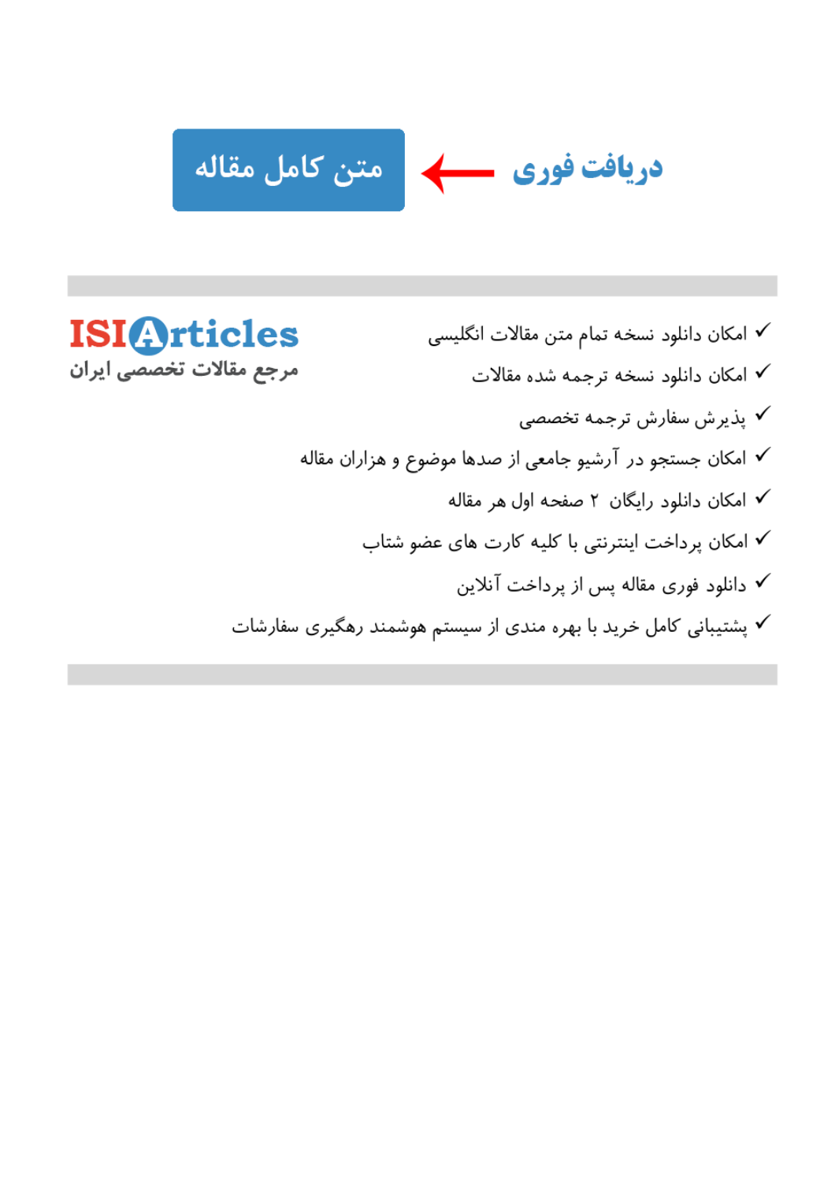دریافت فوری ← متن کامل مقاله

ISIArticles
مرجع مقالات تخصصی ایران

- ✓ امکان دانلود نسخه تمام متن مقالات انگلیسی
- ✓ امکان دانلود نسخه ترجمه شده مقالات
- ✓ پذیرش سفارش ترجمه تخصصی
- ✓ امکان جستجو در آرشیو جامعی از صدها موضوع و هزاران مقاله
- ✓ امکان دانلود رایگان ۲ صفحه اول هر مقاله
- ✓ امکان پرداخت اینترنتی با کلیه کارت های عضو شتاب
- ✓ دانلود فوری مقاله پس از پرداخت آنلاین
- ✓ پشتیبانی کامل خرید با بهره مندی از سیستم هوشمند رهگیری سفارشات